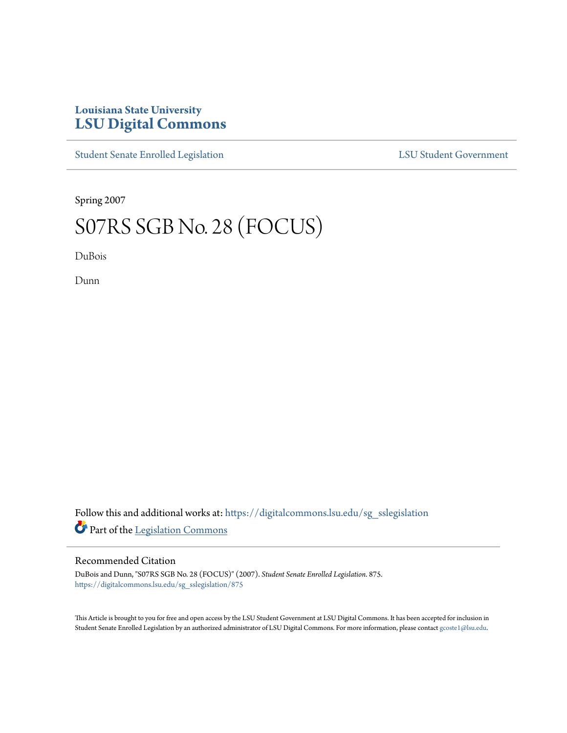Louisiana State University

# LSU Digital Commons

Student Senate Enrolled Legislation | LSU Student Government

Spring 2007

# S07RS SGB No. 28 (FOCUS)

DuBois

Dunn

Follow this and additional works at: https://digitalcommons.lsu.edu/sg_sslegislation

Part of the Legislation Commons

## Recommended Citation

DuBois and Dunn, "S07RS SGB No. 28 (FOCUS)" (2007). *Student Senate Enrolled Legislation*. 875.
https://digitalcommons.lsu.edu/sg_sslegislation/875

This Article is brought to you for free and open access by the LSU Student Government at LSU Digital Commons. It has been accepted for inclusion in Student Senate Enrolled Legislation by an authorized administrator of LSU Digital Commons. For more information, please contact gcoste1@lsu.edu.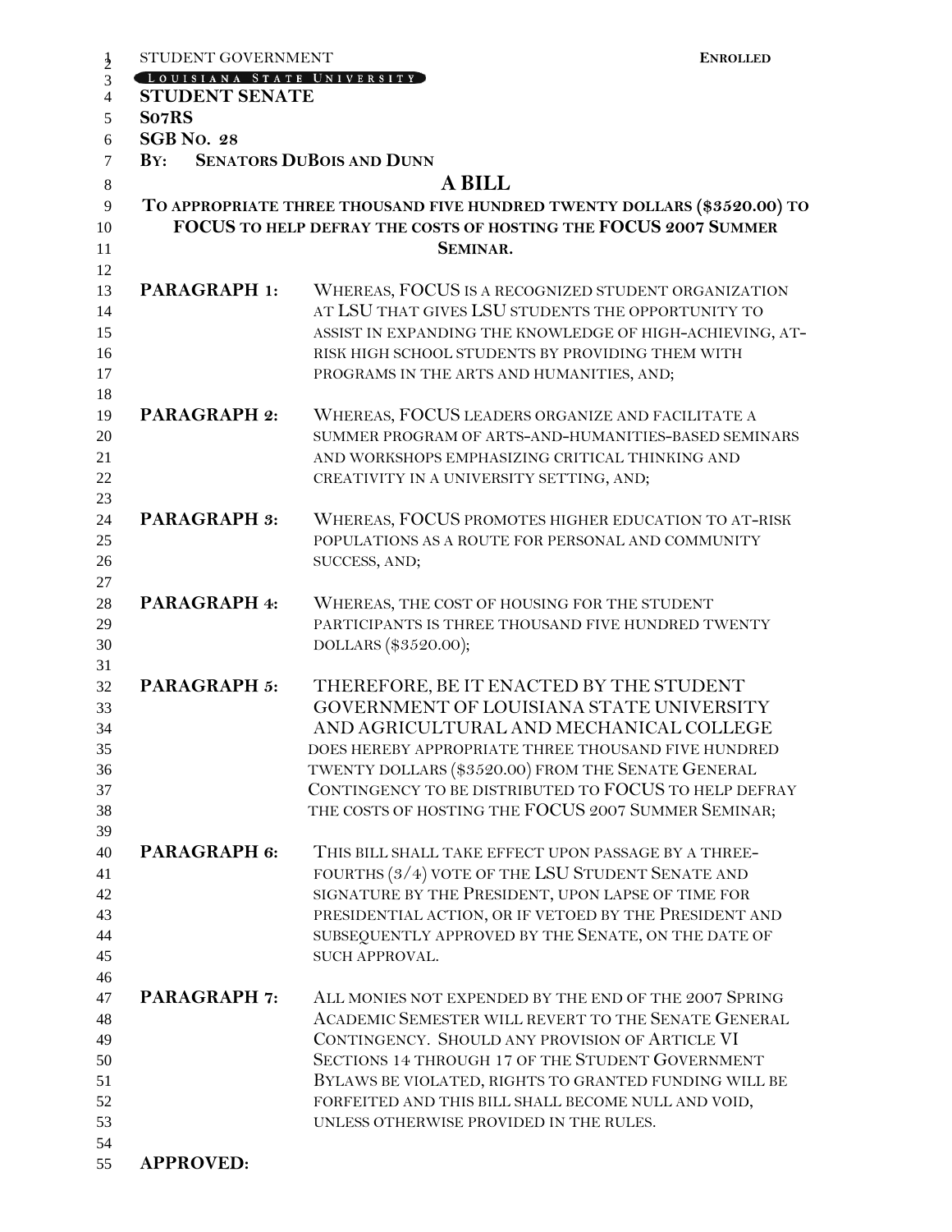STUDENT GOVERNMENT **ENROLLED**

LOUISIANA STATE UNIVERSITY

**STUDENT SENATE**

**S07RS**

**SGB NO. 28**

**BY: SENATORS DUBOIS AND DUNN**

# A BILL

## TO APPROPRIATE THREE THOUSAND FIVE HUNDRED TWENTY DOLLARS ($3520.00) TO FOCUS TO HELP DEFRAY THE COSTS OF HOSTING THE FOCUS 2007 SUMMER SEMINAR.

**PARAGRAPH 1:** WHEREAS, FOCUS IS A RECOGNIZED STUDENT ORGANIZATION AT LSU THAT GIVES LSU STUDENTS THE OPPORTUNITY TO ASSIST IN EXPANDING THE KNOWLEDGE OF HIGH-ACHIEVING, AT-RISK HIGH SCHOOL STUDENTS BY PROVIDING THEM WITH PROGRAMS IN THE ARTS AND HUMANITIES, AND;

**PARAGRAPH 2:** WHEREAS, FOCUS LEADERS ORGANIZE AND FACILITATE A SUMMER PROGRAM OF ARTS-AND-HUMANITIES-BASED SEMINARS AND WORKSHOPS EMPHASIZING CRITICAL THINKING AND CREATIVITY IN A UNIVERSITY SETTING, AND;

**PARAGRAPH 3:** WHEREAS, FOCUS PROMOTES HIGHER EDUCATION TO AT-RISK POPULATIONS AS A ROUTE FOR PERSONAL AND COMMUNITY SUCCESS, AND;

**PARAGRAPH 4:** WHEREAS, THE COST OF HOUSING FOR THE STUDENT PARTICIPANTS IS THREE THOUSAND FIVE HUNDRED TWENTY DOLLARS ($3520.00);

**PARAGRAPH 5:** THEREFORE, BE IT ENACTED BY THE STUDENT GOVERNMENT OF LOUISIANA STATE UNIVERSITY AND AGRICULTURAL AND MECHANICAL COLLEGE DOES HEREBY APPROPRIATE THREE THOUSAND FIVE HUNDRED TWENTY DOLLARS ($3520.00) FROM THE SENATE GENERAL CONTINGENCY TO BE DISTRIBUTED TO FOCUS TO HELP DEFRAY THE COSTS OF HOSTING THE FOCUS 2007 SUMMER SEMINAR;

**PARAGRAPH 6:** THIS BILL SHALL TAKE EFFECT UPON PASSAGE BY A THREE-FOURTHS (3/4) VOTE OF THE LSU STUDENT SENATE AND SIGNATURE BY THE PRESIDENT, UPON LAPSE OF TIME FOR PRESIDENTIAL ACTION, OR IF VETOED BY THE PRESIDENT AND SUBSEQUENTLY APPROVED BY THE SENATE, ON THE DATE OF SUCH APPROVAL.

**PARAGRAPH 7:** ALL MONIES NOT EXPENDED BY THE END OF THE 2007 SPRING ACADEMIC SEMESTER WILL REVERT TO THE SENATE GENERAL CONTINGENCY. SHOULD ANY PROVISION OF ARTICLE VI SECTIONS 14 THROUGH 17 OF THE STUDENT GOVERNMENT BYLAWS BE VIOLATED, RIGHTS TO GRANTED FUNDING WILL BE FORFEITED AND THIS BILL SHALL BECOME NULL AND VOID, UNLESS OTHERWISE PROVIDED IN THE RULES.

**APPROVED:**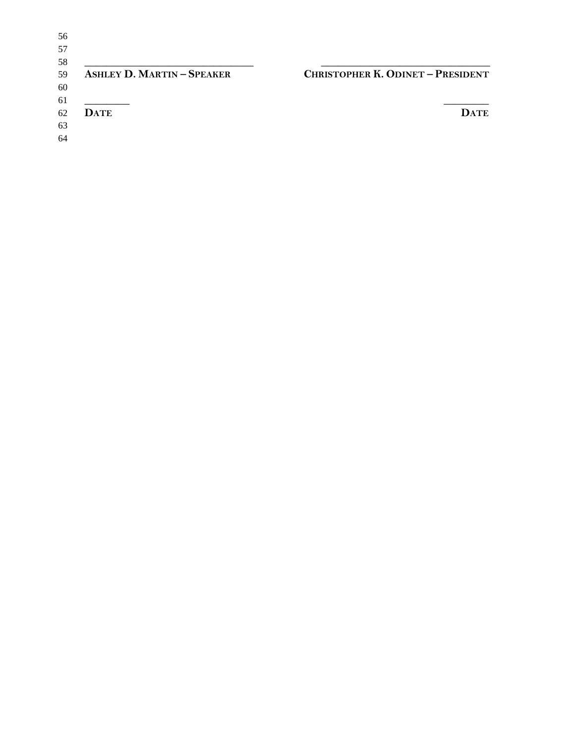| | |
|---|---|
| \_\_\_\_\_\_\_\_\_\_\_\_\_\_\_\_\_\_\_\_\_\_\_\_\_\_\_\_\_\_\_\_ | \_\_\_\_\_\_\_\_\_\_\_\_\_\_\_\_\_\_\_\_\_\_\_\_\_\_\_\_\_\_\_\_ |
| **ASHLEY D. MARTIN – SPEAKER** | **CHRISTOPHER K. ODINET – PRESIDENT** |
| \_\_\_\_\_\_\_\_ | \_\_\_\_\_\_\_\_ |
| **DATE** | **DATE** |